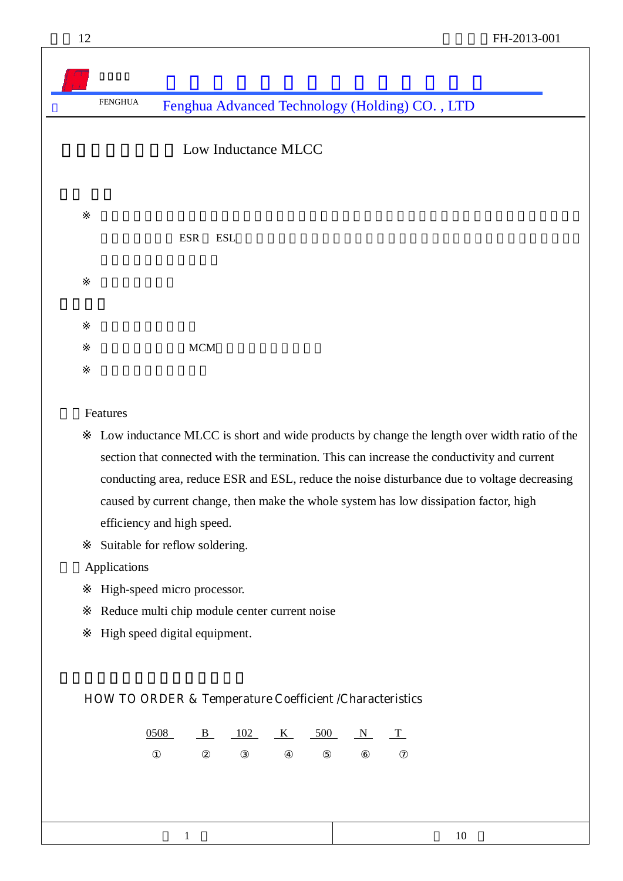FENGHUA Fenghua Advanced Technology (Holding) CO. , LTD

# Low Inductance MLCC

※ ESR ESL

※

※

※ MCM

※

Features

※ Low inductance MLCC is short and wide products by change the length over width ratio of the section that connected with the termination. This can increase the conductivity and current conducting area, reduce ESR and ESL, reduce the noise disturbance due to voltage decreasing caused by current change, then make the whole system has low dissipation factor, high efficiency and high speed.

※ Suitable for reflow soldering.

Applications

※ High-speed micro processor.

※ Reduce multi chip module center current noise

※ High speed digital equipment.

HOW TO ORDER & Temperature Coefficient /Characteristics

| 0508 | B | 102 | K | 500 | N | T |
|---|---|---|---|---|---|---|
| ① | ② | ③ | ④ | ⑤ | ⑥ | ⑦ |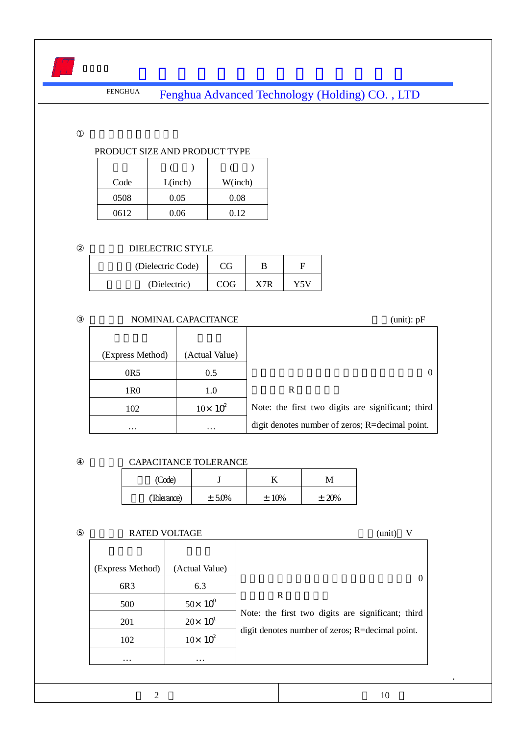① 

PRODUCT SIZE AND PRODUCT TYPE

| Code | ( ) L(inch) | ( ) W(inch) |
|---|---|---|
| 0508 | 0.05 | 0.08 |
| 0612 | 0.06 | 0.12 |

② DIELECTRIC STYLE

| (Dielectric Code) | CG | B | F |
|---|---|---|---|
| (Dielectric) | COG | X7R | Y5V |

③ NOMINAL CAPACITANCE (unit): pF

| (Express Method) | (Actual Value) | |
|---|---|---|
| 0R5 | 0.5 | 0 |
| 1R0 | 1.0 | R |
| 102 | $10\times10^{2}$ | Note: the first two digits are significant; third |
| … | … | digit denotes number of zeros; R=decimal point. |

④ CAPACITANCE TOLERANCE

| (Code) | J | K | M |
|---|---|---|---|
| (Tolerance) | ±5.0% | ±10% | ±20% |

⑤ RATED VOLTAGE (unit) V

| (Express Method) | (Actual Value) | |
|---|---|---|
| 6R3 | 6.3 | 0 |
| 500 | $50\times10^{0}$ | R |
| 201 | $20\times10^{1}$ | Note: the first two digits are significant; third |
| 102 | $10\times10^{2}$ | digit denotes number of zeros; R=decimal point. |
| … | … | |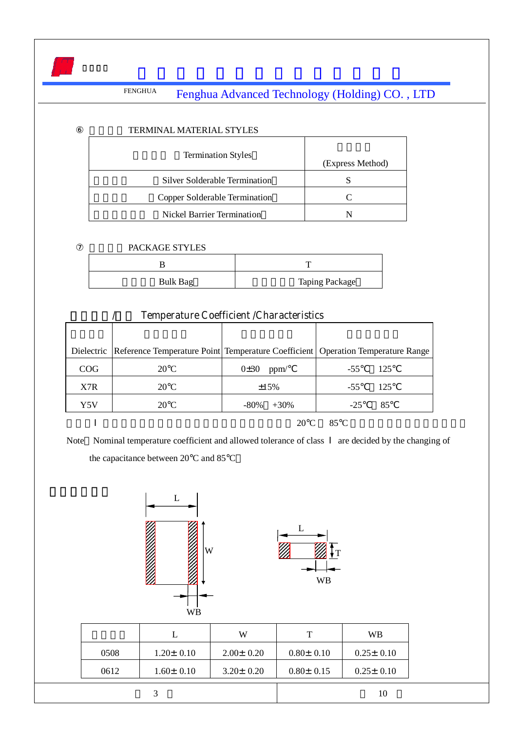⑥ TERMINAL MATERIAL STYLES

| Termination Styles | (Express Method) |
|---|---|
| Silver Solderable Termination | S |
| Copper Solderable Termination | C |
| Nickel Barrier Termination | N |

⑦ PACKAGE STYLES

| B | T |
|---|---|
| Bulk Bag | Taping Package |

/ Temperature Coefficient /Characteristics

| Dielectric | Reference Temperature Point | Temperature Coefficient | Operation Temperature Range |
|---|---|---|---|
| COG | 20℃ | 0±30 ppm/℃ | -55℃ 125℃ |
| X7R | 20℃ | ±15% | -55℃ 125℃ |
| Y5V | 20℃ | -80% +30% | -25℃ 85℃ |

Ⅰ 20℃ 85℃

Note Nominal temperature coefficient and allowed tolerance of class Ⅰ are decided by the changing of the capacitance between 20℃ and 85℃

|  | L | W | T | WB |
|---|---|---|---|---|
| 0508 | 1.20± 0.10 | 2.00± 0.20 | 0.80± 0.10 | 0.25± 0.10 |
| 0612 | 1.60± 0.10 | 3.20± 0.20 | 0.80± 0.15 | 0.25± 0.10 |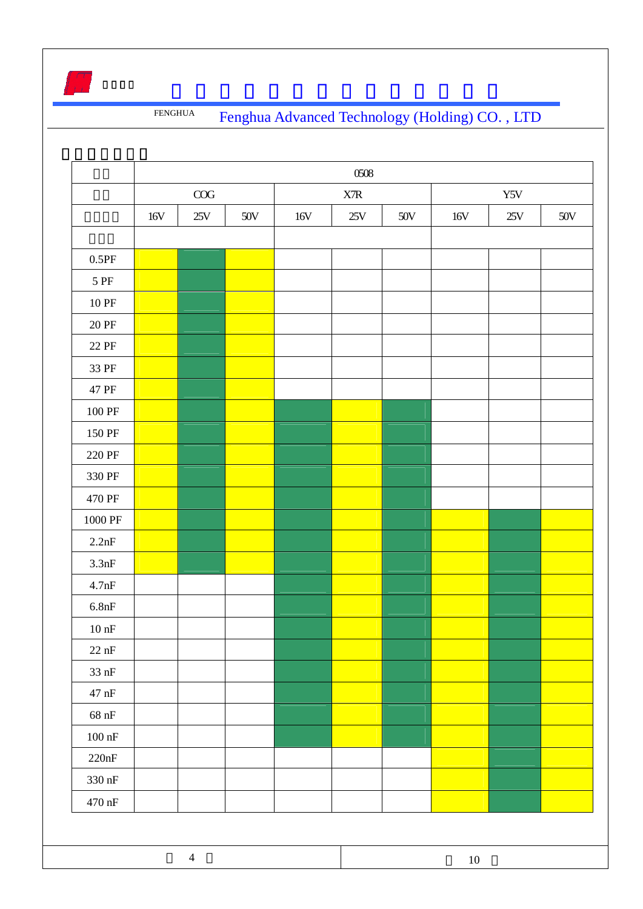| | 0508 | | | | | | | | |
|---|---|---|---|---|---|---|---|---|---|
| | COG | | | X7R | | | Y5V | | |
| | 16V | 25V | 50V | 16V | 25V | 50V | 16V | 25V | 50V |
| | | | | | | | | | |
| 0.5PF | | | | | | | | | |
| 5 PF | | | | | | | | | |
| 10 PF | | | | | | | | | |
| 20 PF | | | | | | | | | |
| 22 PF | | | | | | | | | |
| 33 PF | | | | | | | | | |
| 47 PF | | | | | | | | | |
| 100 PF | | | | | | | | | |
| 150 PF | | | | | | | | | |
| 220 PF | | | | | | | | | |
| 330 PF | | | | | | | | | |
| 470 PF | | | | | | | | | |
| 1000 PF | | | | | | | | | |
| 2.2nF | | | | | | | | | |
| 3.3nF | | | | | | | | | |
| 4.7nF | | | | | | | | | |
| 6.8nF | | | | | | | | | |
| 10 nF | | | | | | | | | |
| 22 nF | | | | | | | | | |
| 33 nF | | | | | | | | | |
| 47 nF | | | | | | | | | |
| 68 nF | | | | | | | | | |
| 100 nF | | | | | | | | | |
| 220nF | | | | | | | | | |
| 330 nF | | | | | | | | | |
| 470 nF | | | | | | | | | |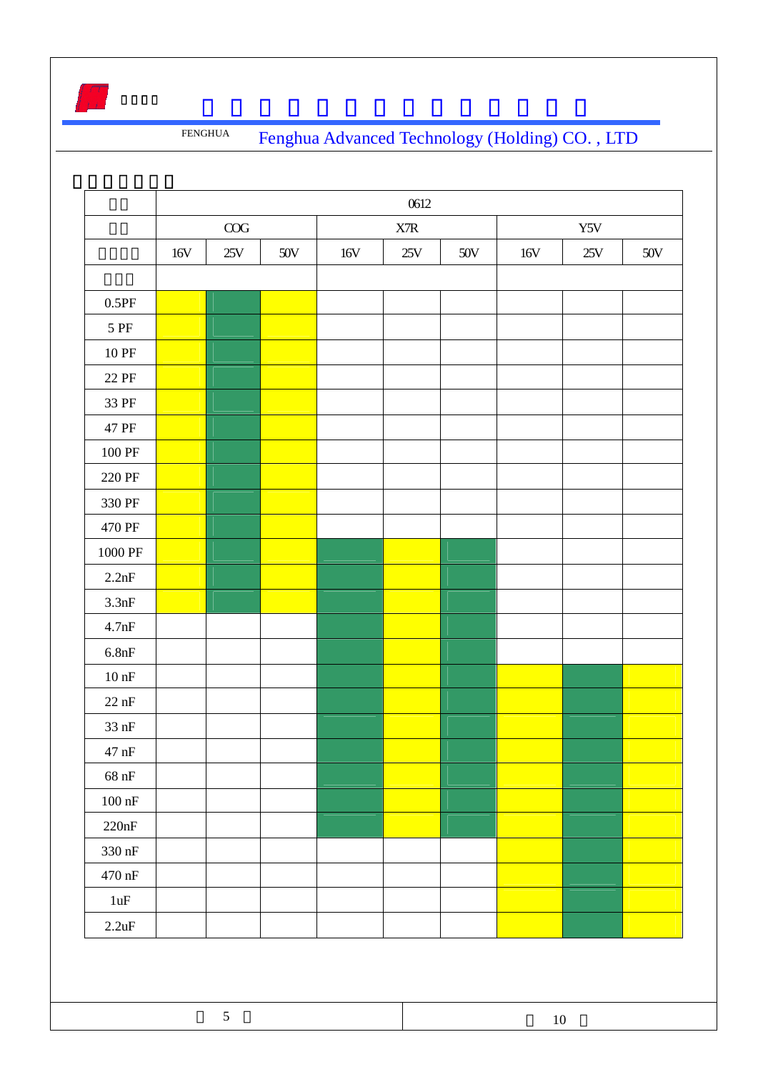| | 0612 | | | | | | | | |
|---|---|---|---|---|---|---|---|---|---|
| | COG | | | X7R | | | Y5V | | |
| | 16V | 25V | 50V | 16V | 25V | 50V | 16V | 25V | 50V |
| | | | | | | | | | |
| 0.5PF | | | | | | | | | |
| 5 PF | | | | | | | | | |
| 10 PF | | | | | | | | | |
| 22 PF | | | | | | | | | |
| 33 PF | | | | | | | | | |
| 47 PF | | | | | | | | | |
| 100 PF | | | | | | | | | |
| 220 PF | | | | | | | | | |
| 330 PF | | | | | | | | | |
| 470 PF | | | | | | | | | |
| 1000 PF | | | | | | | | | |
| 2.2nF | | | | | | | | | |
| 3.3nF | | | | | | | | | |
| 4.7nF | | | | | | | | | |
| 6.8nF | | | | | | | | | |
| 10 nF | | | | | | | | | |
| 22 nF | | | | | | | | | |
| 33 nF | | | | | | | | | |
| 47 nF | | | | | | | | | |
| 68 nF | | | | | | | | | |
| 100 nF | | | | | | | | | |
| 220nF | | | | | | | | | |
| 330 nF | | | | | | | | | |
| 470 nF | | | | | | | | | |
| 1uF | | | | | | | | | |
| 2.2uF | | | | | | | | | |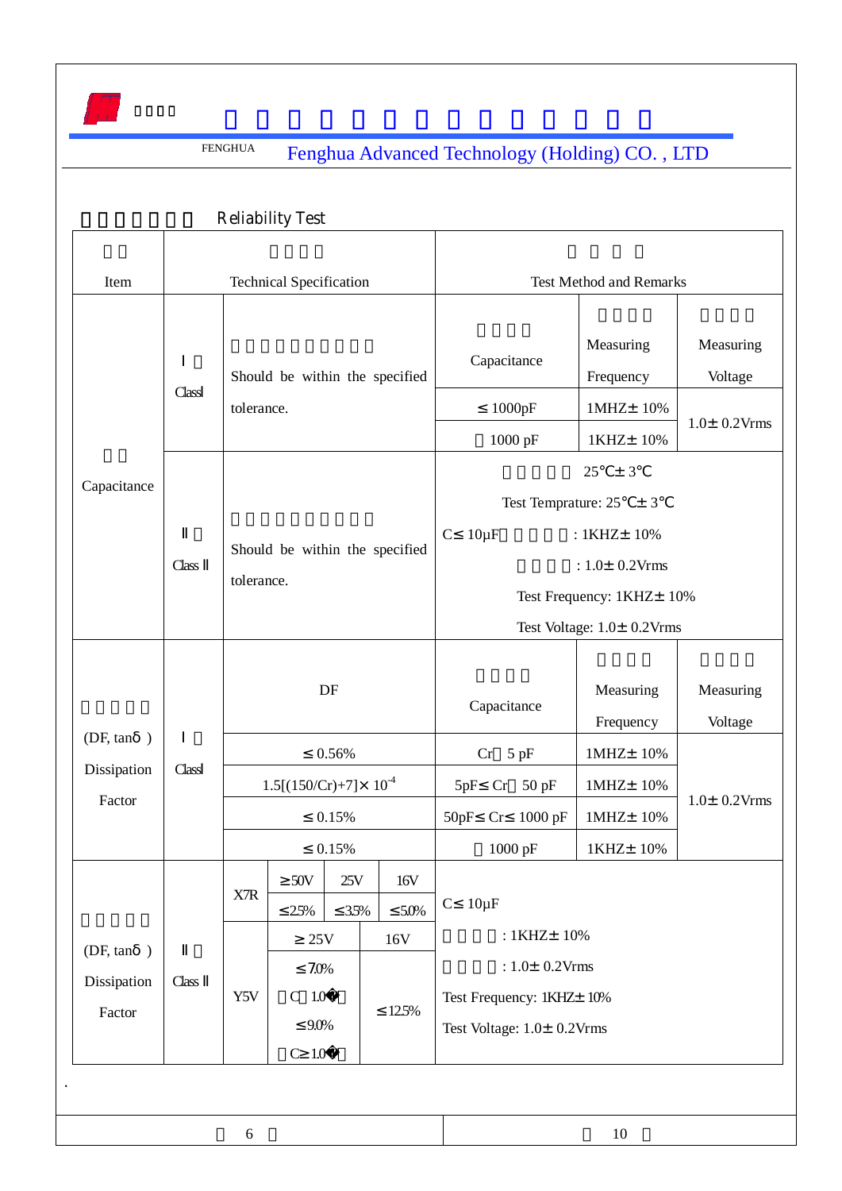FENGHUA Fenghua Advanced Technology (Holding) CO. , LTD

## Reliability Test

| Item | Technical Specification | | Test Method and Remarks | | |
|---|---|---|---|---|---|
| Capacitance | Class I | Should be within the specified tolerance. | Capacitance | Measuring Frequency | Measuring Voltage |
| | | | ≤ 1000pF | 1MHZ± 10% | 1.0± 0.2Vrms |
| | | | ＞1000 pF | 1KHZ± 10% | |
| | Class II | Should be within the specified tolerance. | Test Temprature: 25℃± 3℃<br>C≤ 10μF: 1KHZ± 10%<br>: 1.0± 0.2Vrms<br>Test Frequency: 1KHZ± 10%<br>Test Voltage: 1.0± 0.2Vrms | | |

| Item | | DF | Capacitance | Measuring Frequency | Measuring Voltage |
|---|---|---|---|---|---|
| (DF, tanδ ) Dissipation Factor | Class I | ≤ 0.56% | Cr＜5 pF | 1MHZ± 10% | 1.0± 0.2Vrms |
| | | $1.5[(150/Cr)+7]\times 10^{-4}$ | 5pF≤ Cr＜50 pF | 1MHZ± 10% | |
| | | ≤ 0.15% | 50pF≤ Cr≤ 1000 pF | 1MHZ± 10% | |
| | | ≤ 0.15% | ＞1000 pF | 1KHZ± 10% | |

| Item | | | | | | Test Method and Remarks |
|---|---|---|---|---|---|---|
| (DF, tanδ ) Dissipation Factor | Class II | X7R | ≥ 50V | 25V | 16V | C≤ 10μF<br>: 1KHZ± 10%<br>: 1.0± 0.2Vrms<br>Test Frequency: 1KHZ± 10%<br>Test Voltage: 1.0± 0.2Vrms |
| | | | ≤ 2.5% | ≤ 3.5% | ≤ 5.0% | |
| | | Y5V | ≥ 25V | | 16V | |
| | | | ≤ 7.0% (C＜1.0μF)<br>≤ 9.0% (C≥ 1.0μF) | | ≤ 12.5% | |

.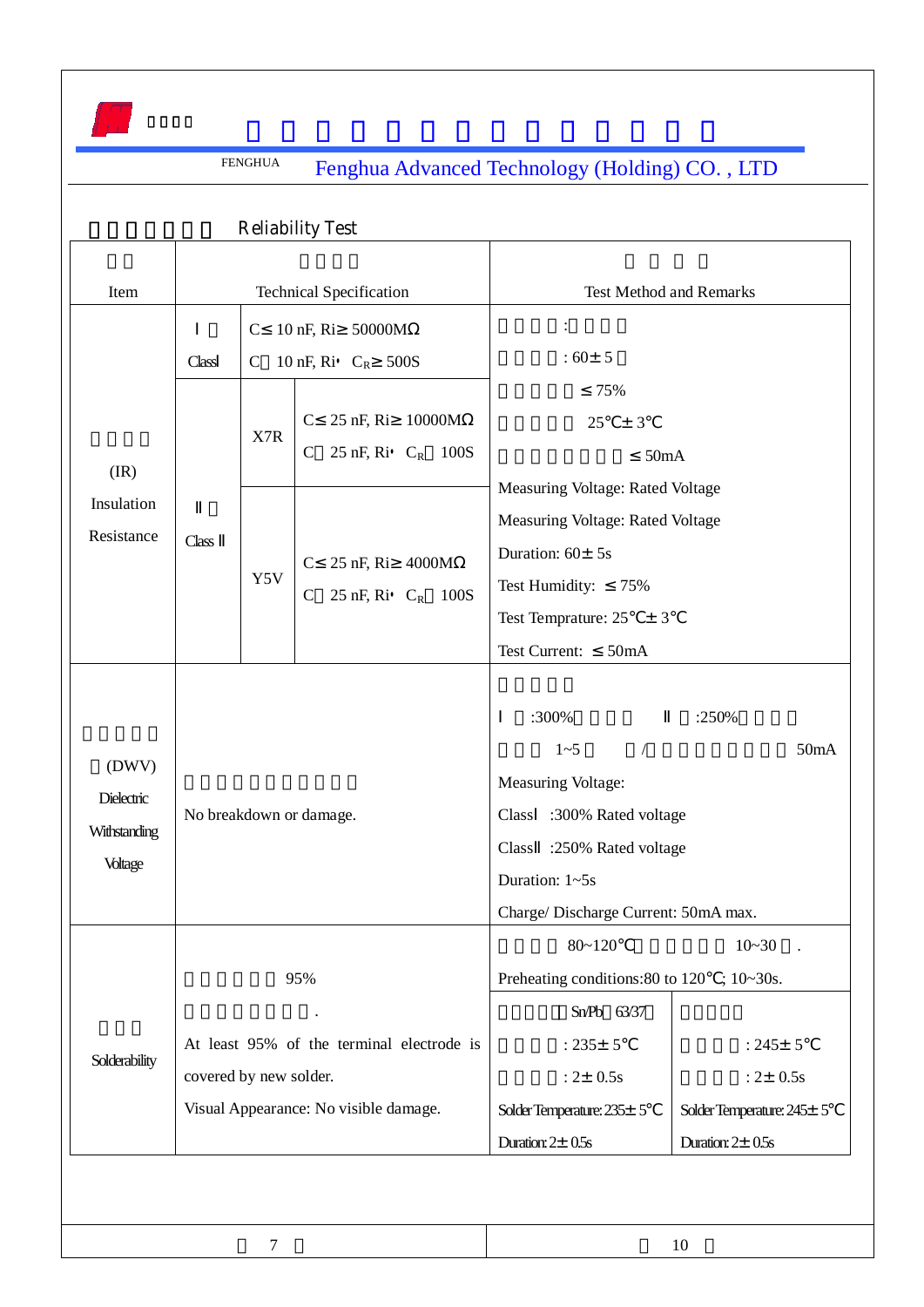FENGHUA Fenghua Advanced Technology (Holding) CO. , LTD

## Reliability Test

| Item | Technical Specification | | | Test Method and Remarks | |
|---|---|---|---|---|---|
| (IR) Insulation Resistance | Ⅰ ClassⅠ | | C≤ 10 nF, Ri≥ 50000MΩ<br>C 10 nF, Ri• $C_R$≥ 500S | : <br>: 60± 5<br>≤ 75%<br>25℃± 3℃<br>≤ 50mA<br>Measuring Voltage: Rated Voltage | |
| | Ⅱ Class Ⅱ | X7R | C≤ 25 nF, Ri≥ 10000MΩ<br>C 25 nF, Ri• $C_R$ 100S | Measuring Voltage: Rated Voltage<br>Duration: 60± 5s<br>Test Humidity: ≤ 75%<br>Test Temprature: 25℃± 3℃<br>Test Current: ≤ 50mA | |
| | | Y5V | C≤ 25 nF, Ri≥ 4000MΩ<br>C 25 nF, Ri• $C_R$ 100S | | |
| (DWV) Dielectric Withstanding Voltage | No breakdown or damage. | | | Ⅰ :300% Ⅱ :250%<br>1~5 / 50mA<br>Measuring Voltage:<br>ClassⅠ :300% Rated voltage<br>ClassⅡ :250% Rated voltage<br>Duration: 1~5s<br>Charge/ Discharge Current: 50mA max. | |
| Solderability | 95%<br>.<br>At least 95% of the terminal electrode is covered by new solder.<br>Visual Appearance: No visible damage. | | | 80~120℃ 10~30 .<br>Preheating conditions:80 to 120℃; 10~30s. | |
| | | | | Sn/Pb 63/37<br>: 235± 5℃<br>: 2± 0.5s<br>Solder Temperature: 235± 5℃<br>Duration: 2± 0.5s | : 245± 5℃<br>: 2± 0.5s<br>Solder Temperature: 245± 5℃<br>Duration: 2± 0.5s |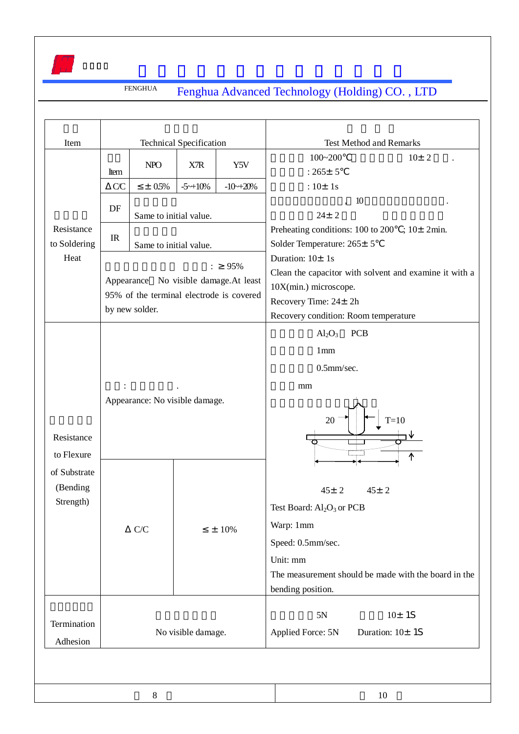FENGHUA Fenghua Advanced Technology (Holding) CO. , LTD

| Item | Technical Specification | | | | Test Method and Remarks |
|---|---|---|---|---|---|
| Resistance to Soldering Heat | Item | NPO | X7R | Y5V | 100~200℃ 10± 2 .<br>: 265± 5℃<br>: 10± 1s<br>10 .<br>24± 2<br>Preheating conditions: 100 to 200℃; 10± 2min.<br>Solder Temperature: 265± 5℃<br>Duration: 10± 1s<br>Clean the capacitor with solvent and examine it with a 10X(min.) microscope.<br>Recovery Time: 24± 2h<br>Recovery condition: Room temperature |
| | ΔC/C | ≤± 0.5% | -5~+10% | -10~+20% | |
| | DF | Same to initial value. | | | |
| | IR | Same to initial value. | | | |
| | : ≥ 95%<br>Appearance：No visible damage.At least 95% of the terminal electrode is covered by new solder. | | | | |
| Resistance to Flexure of Substrate (Bending Strength) | : .<br>Appearance: No visible damage. | | | | $Al_2O_3$ PCB<br>1mm<br>0.5mm/sec.<br>mm<br>20 T=10<br>45± 2 45± 2<br>Test Board: $Al_2O_3$ or PCB<br>Warp: 1mm<br>Speed: 0.5mm/sec.<br>Unit: mm<br>The measurement should be made with the board in the bending position. |
| | Δ C/C | | ≤ ± 10% | | |
| Termination Adhesion | No visible damage. | | | | 5N 10± 1S<br>Applied Force: 5N Duration: 10± 1S |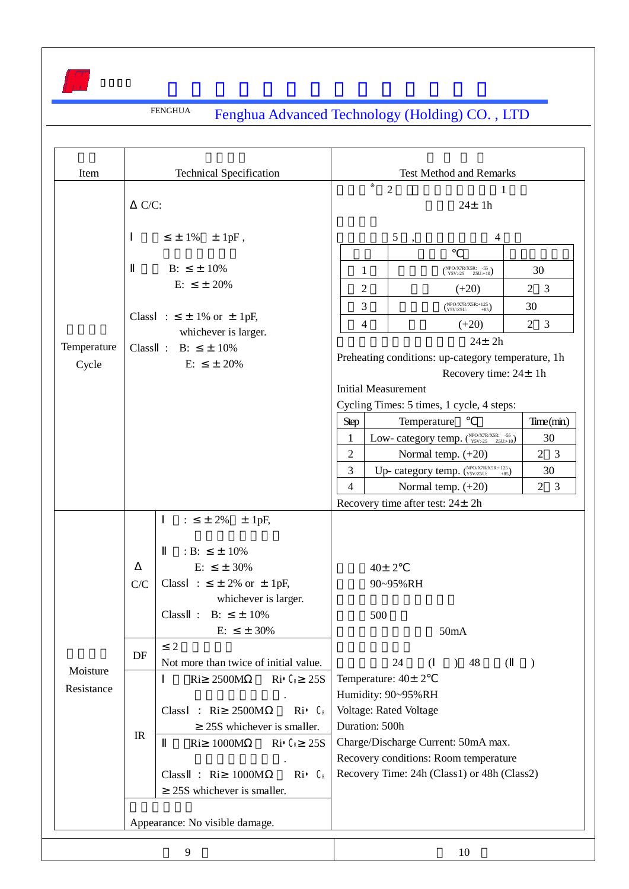FENGHUA Fenghua Advanced Technology (Holding) CO. , LTD

| Item | Technical Specification | Test Method and Remarks |
|---|---|---|
| Temperature Cycle | Δ C/C:<br><br>Ⅰ ≤ ± 1% ± 1pF ,<br><br>Ⅱ B: ≤ ± 10%<br>E: ≤ ± 20%<br><br>ClassⅠ : ≤ ± 1% or ± 1pF, whichever is larger.<br>ClassⅡ : B: ≤ ± 10%<br>E: ≤ ± 20% | * 2 1<br>24± 1h<br><br>5 , 4<br><br>\| \| ℃ \| \|<br>\|---\|---\|---\|<br>\| 1 \| (NPO/X7R/X5R: -55 Y5V:-25 Z5U:+10) \| 30 \|<br>\| 2 \| (+20) \| 2 3 \|<br>\| 3 \| (NPO/X7R/X5R:+125 Y5V/Z5U: +85) \| 30 \|<br>\| 4 \| (+20) \| 2 3 \|<br><br>24± 2h<br><br>Preheating conditions: up-category temperature, 1h<br>Recovery time: 24± 1h<br>Initial Measurement<br>Cycling Times: 5 times, 1 cycle, 4 steps:<br><br>\| Step \| Temperature ℃ \| Time(min.) \|<br>\|---\|---\|---\|<br>\| 1 \| Low- category temp. (NPO/X7R/X5R: -55 Y5V:-25 Z5U:+10) \| 30 \|<br>\| 2 \| Normal temp. (+20) \| 2 3 \|<br>\| 3 \| Up- category temp. (NPO/X7R/X5R:+125 Y5V/Z5U: +85) \| 30 \|<br>\| 4 \| Normal temp. (+20) \| 2 3 \|<br><br>Recovery time after test: 24± 2h |
| Moisture Resistance | **Δ C/C**: Ⅰ : ≤ ± 2% ± 1pF,<br>Ⅱ : B: ≤ ± 10%<br>E: ≤ ± 30%<br>ClassⅠ : ≤ ± 2% or ± 1pF, whichever is larger.<br>ClassⅡ : B: ≤ ± 10%<br>E: ≤ ± 30%<br><br>**DF**: ≤ 2<br>Not more than twice of initial value.<br><br>**IR**: Ⅰ Ri≥ 2500MΩ Ri• $C_R$ ≥ 25S .<br>ClassⅠ : Ri≥ 2500MΩ Ri• $C_R$ ≥ 25S whichever is smaller.<br>Ⅱ Ri≥ 1000MΩ Ri• $C_R$ ≥ 25S .<br>ClassⅡ : Ri≥ 1000MΩ Ri• $C_R$ ≥ 25S whichever is smaller.<br><br>Appearance: No visible damage. | 40± 2℃<br>90~95%RH<br>500<br>50mA<br>24 (Ⅰ ) 48 (Ⅱ )<br><br>Temperature: 40± 2℃<br>Humidity: 90~95%RH<br>Voltage: Rated Voltage<br>Duration: 500h<br>Charge/Discharge Current: 50mA max.<br>Recovery conditions: Room temperature<br>Recovery Time: 24h (Class1) or 48h (Class2) |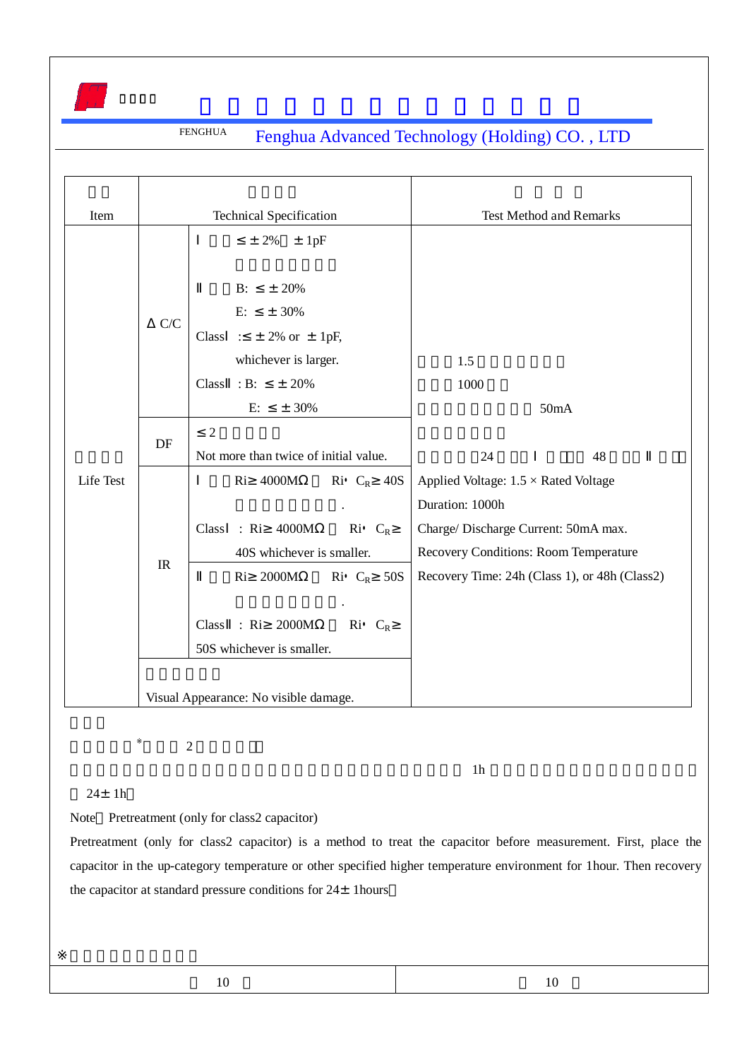| Item | Technical Specification | | Test Method and Remarks |
|---|---|---|---|
| Life Test | ΔC/C | Ⅰ ≤ ± 2% ± 1pF<br>Ⅱ B: ≤ ± 20%<br>E: ≤ ± 30%<br>ClassⅠ: ≤ ± 2% or ± 1pF, whichever is larger.<br>ClassⅡ: B: ≤ ± 20%<br>E: ≤ ± 30% | 1.5<br>1000<br>50mA<br>24 Ⅰ 48 Ⅱ<br>Applied Voltage: 1.5 × Rated Voltage<br>Duration: 1000h<br>Charge/ Discharge Current: 50mA max.<br>Recovery Conditions: Room Temperature<br>Recovery Time: 24h (Class 1), or 48h (Class2) |
| | DF | ≤ 2<br>Not more than twice of initial value. | |
| | IR | Ⅰ Ri ≥ 4000MΩ Ri• $C_R$ ≥ 40S<br>ClassⅠ: Ri ≥ 4000MΩ Ri• $C_R$ ≥ 40S whichever is smaller.<br>Ⅱ Ri ≥ 2000MΩ Ri• $C_R$ ≥ 50S<br>ClassⅡ: Ri ≥ 2000MΩ Ri• $C_R$ ≥ 50S whichever is smaller. | |
| | Visual Appearance: No visible damage. | | |

※ 2

1h

24± 1h

Note: Pretreatment (only for class2 capacitor)

Pretreatment (only for class2 capacitor) is a method to treat the capacitor before measurement. First, place the capacitor in the up-category temperature or other specified higher temperature environment for 1hour. Then recovery the capacitor at standard pressure conditions for 24± 1hours.

※